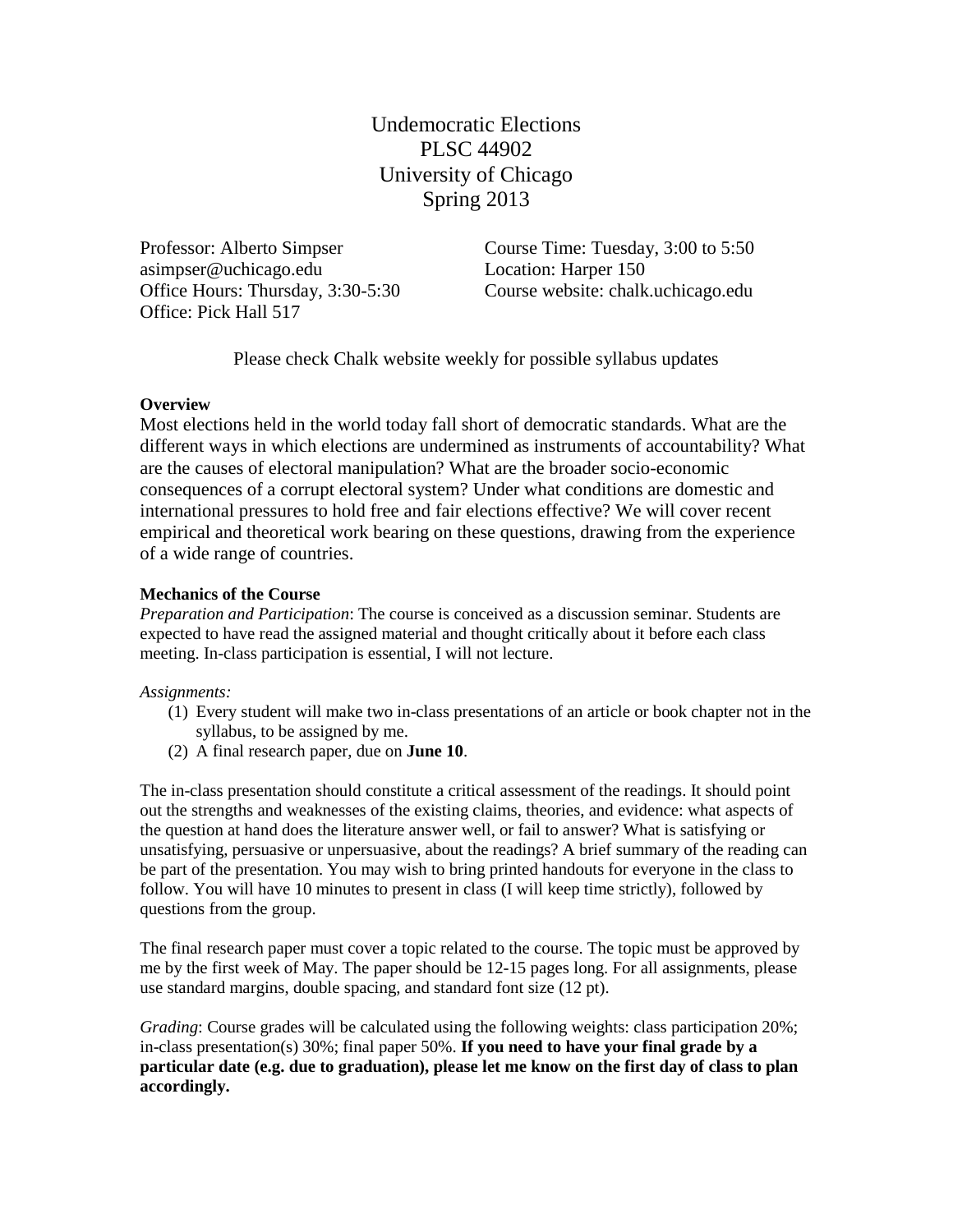# Undemocratic Elections
# PLSC 44902
# University of Chicago
# Spring 2013

Professor: Alberto Simpser
asimpser@uchicago.edu
Office Hours: Thursday, 3:30-5:30
Office: Pick Hall 517

Course Time: Tuesday, 3:00 to 5:50
Location: Harper 150
Course website: chalk.uchicago.edu

Please check Chalk website weekly for possible syllabus updates

**Overview**

Most elections held in the world today fall short of democratic standards. What are the different ways in which elections are undermined as instruments of accountability? What are the causes of electoral manipulation? What are the broader socio-economic consequences of a corrupt electoral system? Under what conditions are domestic and international pressures to hold free and fair elections effective? We will cover recent empirical and theoretical work bearing on these questions, drawing from the experience of a wide range of countries.

**Mechanics of the Course**

*Preparation and Participation*: The course is conceived as a discussion seminar. Students are expected to have read the assigned material and thought critically about it before each class meeting. In-class participation is essential, I will not lecture.

*Assignments:*

(1) Every student will make two in-class presentations of an article or book chapter not in the syllabus, to be assigned by me.
(2) A final research paper, due on **June 10**.

The in-class presentation should constitute a critical assessment of the readings. It should point out the strengths and weaknesses of the existing claims, theories, and evidence: what aspects of the question at hand does the literature answer well, or fail to answer? What is satisfying or unsatisfying, persuasive or unpersuasive, about the readings? A brief summary of the reading can be part of the presentation. You may wish to bring printed handouts for everyone in the class to follow. You will have 10 minutes to present in class (I will keep time strictly), followed by questions from the group.

The final research paper must cover a topic related to the course. The topic must be approved by me by the first week of May. The paper should be 12-15 pages long. For all assignments, please use standard margins, double spacing, and standard font size (12 pt).

*Grading*: Course grades will be calculated using the following weights: class participation 20%; in-class presentation(s) 30%; final paper 50%. **If you need to have your final grade by a particular date (e.g. due to graduation), please let me know on the first day of class to plan accordingly.**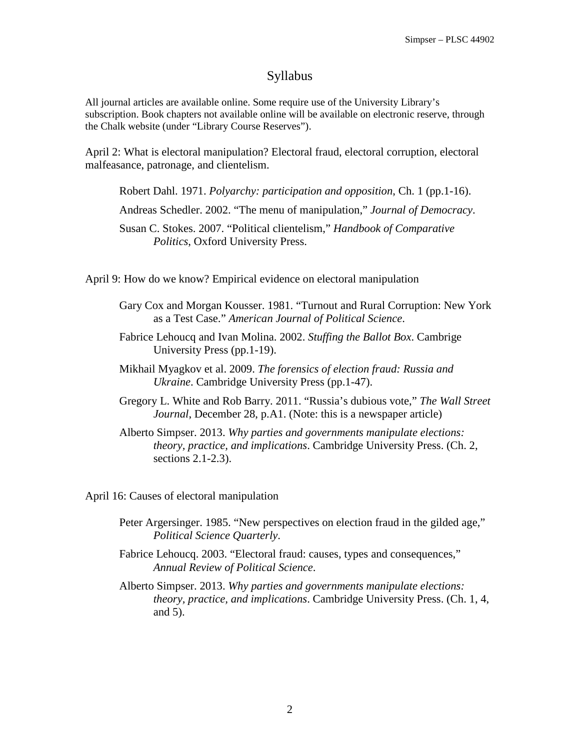# Syllabus

All journal articles are available online. Some require use of the University Library's subscription. Book chapters not available online will be available on electronic reserve, through the Chalk website (under "Library Course Reserves").

April 2: What is electoral manipulation? Electoral fraud, electoral corruption, electoral malfeasance, patronage, and clientelism.

- Robert Dahl. 1971. *Polyarchy: participation and opposition*, Ch. 1 (pp.1-16).
- Andreas Schedler. 2002. "The menu of manipulation," *Journal of Democracy*.
- Susan C. Stokes. 2007. "Political clientelism," *Handbook of Comparative Politics*, Oxford University Press.

April 9: How do we know? Empirical evidence on electoral manipulation

- Gary Cox and Morgan Kousser. 1981. "Turnout and Rural Corruption: New York as a Test Case." *American Journal of Political Science*.
- Fabrice Lehoucq and Ivan Molina. 2002. *Stuffing the Ballot Box*. Cambrige University Press (pp.1-19).
- Mikhail Myagkov et al. 2009. *The forensics of election fraud: Russia and Ukraine*. Cambridge University Press (pp.1-47).
- Gregory L. White and Rob Barry. 2011. "Russia's dubious vote," *The Wall Street Journal*, December 28, p.A1. (Note: this is a newspaper article)
- Alberto Simpser. 2013. *Why parties and governments manipulate elections: theory, practice, and implications*. Cambridge University Press. (Ch. 2, sections 2.1-2.3).

April 16: Causes of electoral manipulation

- Peter Argersinger. 1985. "New perspectives on election fraud in the gilded age," *Political Science Quarterly*.
- Fabrice Lehoucq. 2003. "Electoral fraud: causes, types and consequences," *Annual Review of Political Science*.
- Alberto Simpser. 2013. *Why parties and governments manipulate elections: theory, practice, and implications*. Cambridge University Press. (Ch. 1, 4, and 5).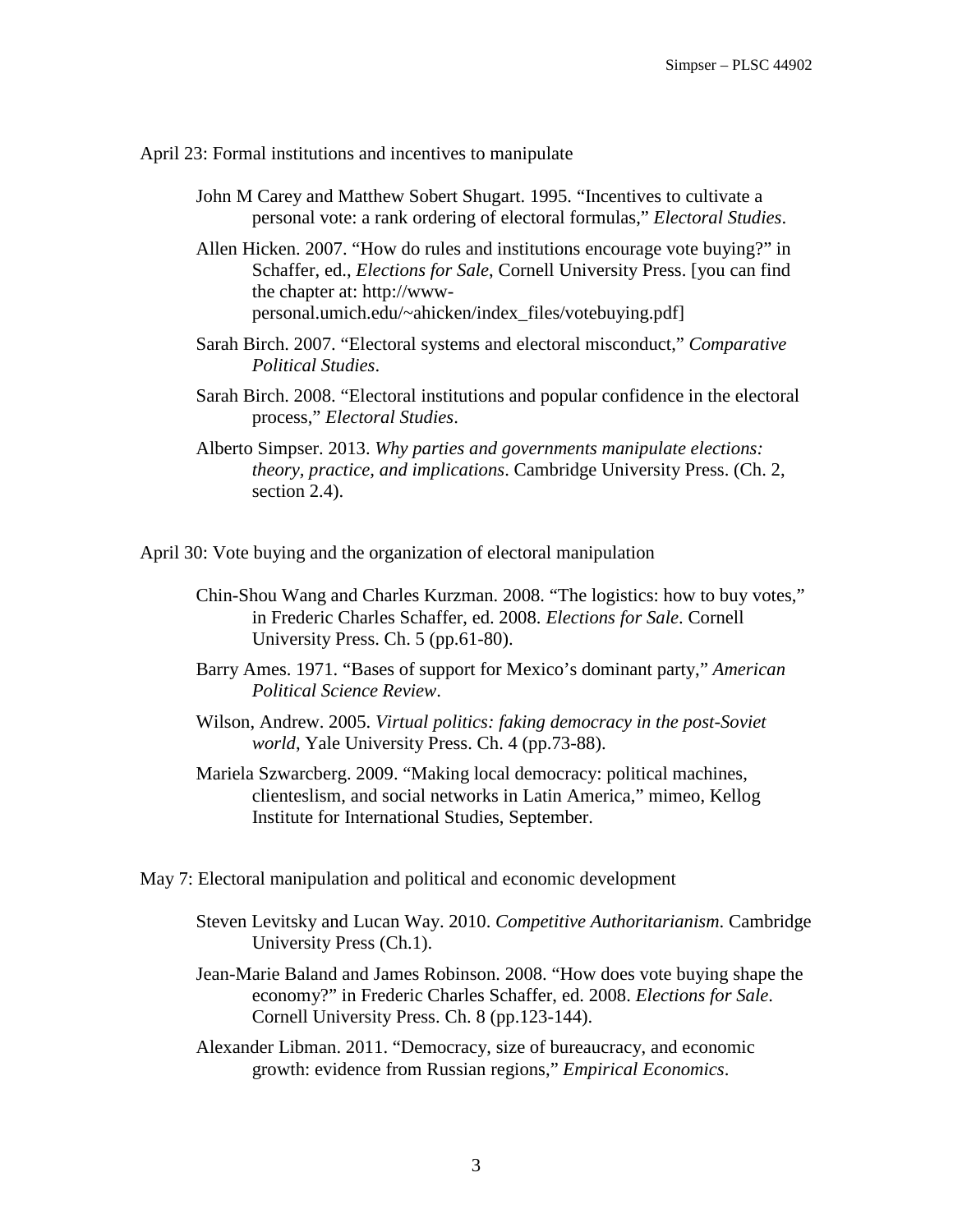April 23: Formal institutions and incentives to manipulate

John M Carey and Matthew Sobert Shugart. 1995. "Incentives to cultivate a personal vote: a rank ordering of electoral formulas," *Electoral Studies*.

Allen Hicken. 2007. "How do rules and institutions encourage vote buying?" in Schaffer, ed., *Elections for Sale*, Cornell University Press. [you can find the chapter at: http://www-personal.umich.edu/~ahicken/index_files/votebuying.pdf]

Sarah Birch. 2007. "Electoral systems and electoral misconduct," *Comparative Political Studies*.

Sarah Birch. 2008. "Electoral institutions and popular confidence in the electoral process," *Electoral Studies*.

Alberto Simpser. 2013. *Why parties and governments manipulate elections: theory, practice, and implications*. Cambridge University Press. (Ch. 2, section 2.4).

April 30: Vote buying and the organization of electoral manipulation

Chin-Shou Wang and Charles Kurzman. 2008. "The logistics: how to buy votes," in Frederic Charles Schaffer, ed. 2008. *Elections for Sale*. Cornell University Press. Ch. 5 (pp.61-80).

Barry Ames. 1971. "Bases of support for Mexico's dominant party," *American Political Science Review*.

Wilson, Andrew. 2005. *Virtual politics: faking democracy in the post-Soviet world*, Yale University Press. Ch. 4 (pp.73-88).

Mariela Szwarcberg. 2009. "Making local democracy: political machines, clienteslism, and social networks in Latin America," mimeo, Kellog Institute for International Studies, September.

May 7: Electoral manipulation and political and economic development

Steven Levitsky and Lucan Way. 2010. *Competitive Authoritarianism*. Cambridge University Press (Ch.1).

Jean-Marie Baland and James Robinson. 2008. "How does vote buying shape the economy?" in Frederic Charles Schaffer, ed. 2008. *Elections for Sale*. Cornell University Press. Ch. 8 (pp.123-144).

Alexander Libman. 2011. "Democracy, size of bureaucracy, and economic growth: evidence from Russian regions," *Empirical Economics*.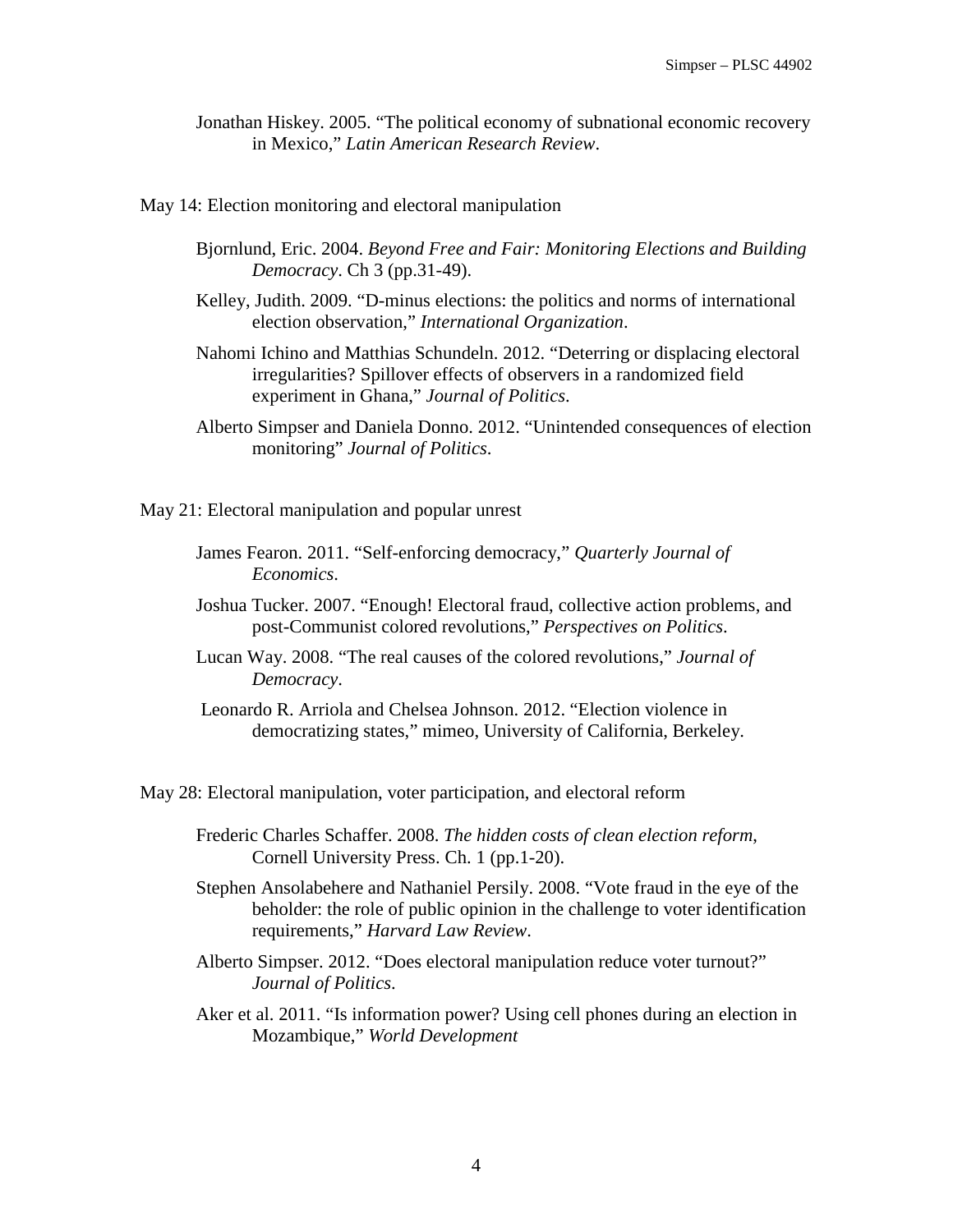Jonathan Hiskey. 2005. "The political economy of subnational economic recovery in Mexico," *Latin American Research Review*.

May 14: Election monitoring and electoral manipulation

Bjornlund, Eric. 2004. *Beyond Free and Fair: Monitoring Elections and Building Democracy*. Ch 3 (pp.31-49).

Kelley, Judith. 2009. "D-minus elections: the politics and norms of international election observation," *International Organization*.

Nahomi Ichino and Matthias Schundeln. 2012. "Deterring or displacing electoral irregularities? Spillover effects of observers in a randomized field experiment in Ghana," *Journal of Politics*.

Alberto Simpser and Daniela Donno. 2012. "Unintended consequences of election monitoring" *Journal of Politics*.

May 21: Electoral manipulation and popular unrest

James Fearon. 2011. "Self-enforcing democracy," *Quarterly Journal of Economics*.

Joshua Tucker. 2007. "Enough! Electoral fraud, collective action problems, and post-Communist colored revolutions," *Perspectives on Politics*.

Lucan Way. 2008. "The real causes of the colored revolutions," *Journal of Democracy*.

Leonardo R. Arriola and Chelsea Johnson. 2012. "Election violence in democratizing states," mimeo, University of California, Berkeley.

May 28: Electoral manipulation, voter participation, and electoral reform

Frederic Charles Schaffer. 2008. *The hidden costs of clean election reform*, Cornell University Press. Ch. 1 (pp.1-20).

Stephen Ansolabehere and Nathaniel Persily. 2008. "Vote fraud in the eye of the beholder: the role of public opinion in the challenge to voter identification requirements," *Harvard Law Review*.

Alberto Simpser. 2012. "Does electoral manipulation reduce voter turnout?" *Journal of Politics*.

Aker et al. 2011. "Is information power? Using cell phones during an election in Mozambique," *World Development*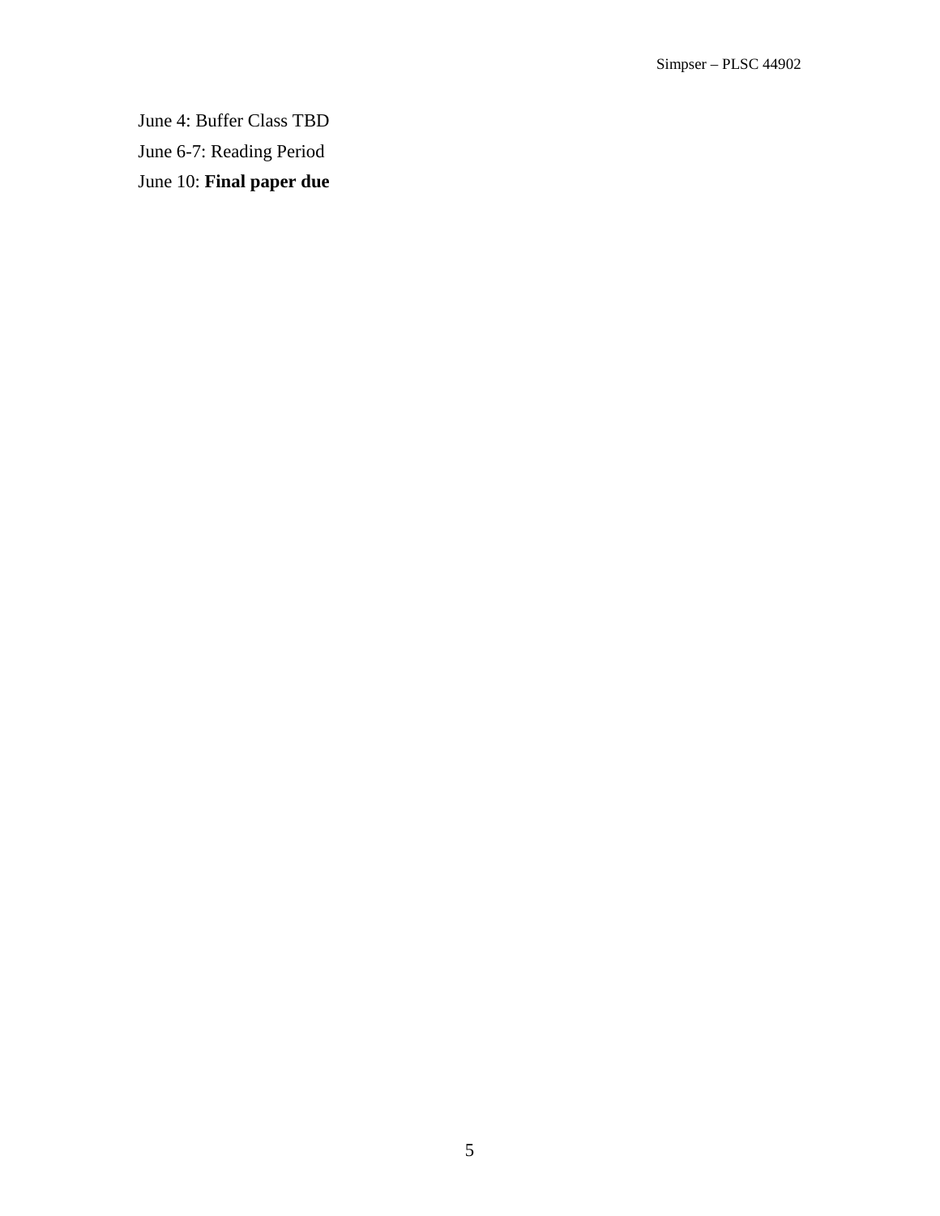June 4: Buffer Class TBD

June 6-7: Reading Period

June 10: **Final paper due**